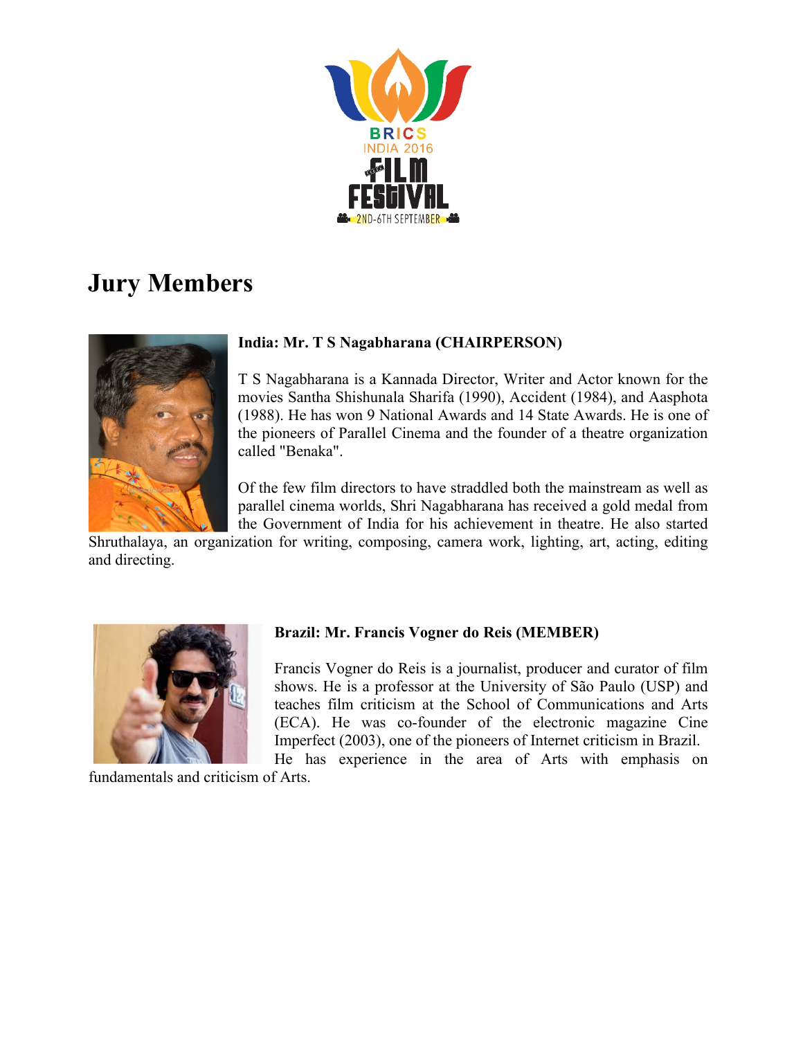BRICS
INDIA 2016
FILM FESTIVAL
2ND-6TH SEPTEMBER

# Jury Members

**India: Mr. T S Nagabharana (CHAIRPERSON)**

T S Nagabharana is a Kannada Director, Writer and Actor known for the movies Santha Shishunala Sharifa (1990), Accident (1984), and Aasphota (1988). He has won 9 National Awards and 14 State Awards. He is one of the pioneers of Parallel Cinema and the founder of a theatre organization called "Benaka".

Of the few film directors to have straddled both the mainstream as well as parallel cinema worlds, Shri Nagabharana has received a gold medal from the Government of India for his achievement in theatre. He also started Shruthalaya, an organization for writing, composing, camera work, lighting, art, acting, editing and directing.

**Brazil: Mr. Francis Vogner do Reis (MEMBER)**

Francis Vogner do Reis is a journalist, producer and curator of film shows. He is a professor at the University of São Paulo (USP) and teaches film criticism at the School of Communications and Arts (ECA). He was co-founder of the electronic magazine Cine Imperfect (2003), one of the pioneers of Internet criticism in Brazil. He has experience in the area of Arts with emphasis on fundamentals and criticism of Arts.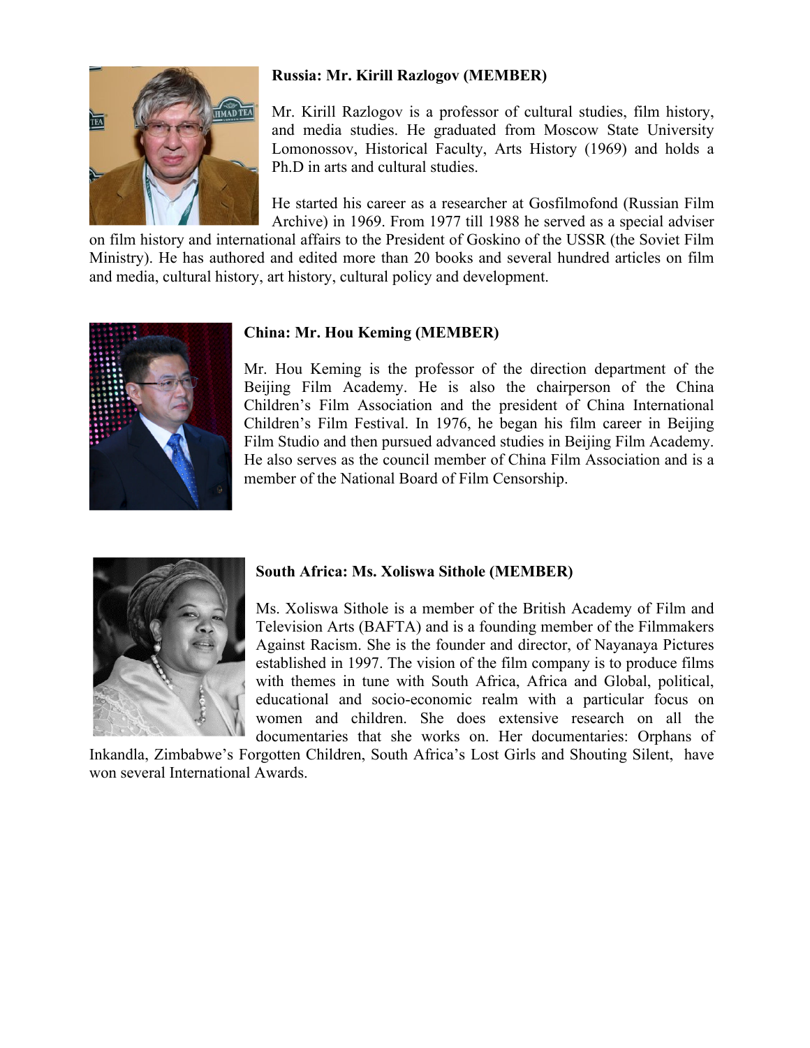**Russia: Mr. Kirill Razlogov (MEMBER)**

Mr. Kirill Razlogov is a professor of cultural studies, film history, and media studies. He graduated from Moscow State University Lomonossov, Historical Faculty, Arts History (1969) and holds a Ph.D in arts and cultural studies.

He started his career as a researcher at Gosfilmofond (Russian Film Archive) in 1969. From 1977 till 1988 he served as a special adviser on film history and international affairs to the President of Goskino of the USSR (the Soviet Film Ministry). He has authored and edited more than 20 books and several hundred articles on film and media, cultural history, art history, cultural policy and development.

**China: Mr. Hou Keming (MEMBER)**

Mr. Hou Keming is the professor of the direction department of the Beijing Film Academy. He is also the chairperson of the China Children's Film Association and the president of China International Children's Film Festival. In 1976, he began his film career in Beijing Film Studio and then pursued advanced studies in Beijing Film Academy. He also serves as the council member of China Film Association and is a member of the National Board of Film Censorship.

**South Africa: Ms. Xoliswa Sithole (MEMBER)**

Ms. Xoliswa Sithole is a member of the British Academy of Film and Television Arts (BAFTA) and is a founding member of the Filmmakers Against Racism. She is the founder and director, of Nayanaya Pictures established in 1997. The vision of the film company is to produce films with themes in tune with South Africa, Africa and Global, political, educational and socio-economic realm with a particular focus on women and children. She does extensive research on all the documentaries that she works on. Her documentaries: Orphans of Inkandla, Zimbabwe's Forgotten Children, South Africa's Lost Girls and Shouting Silent, have won several International Awards.